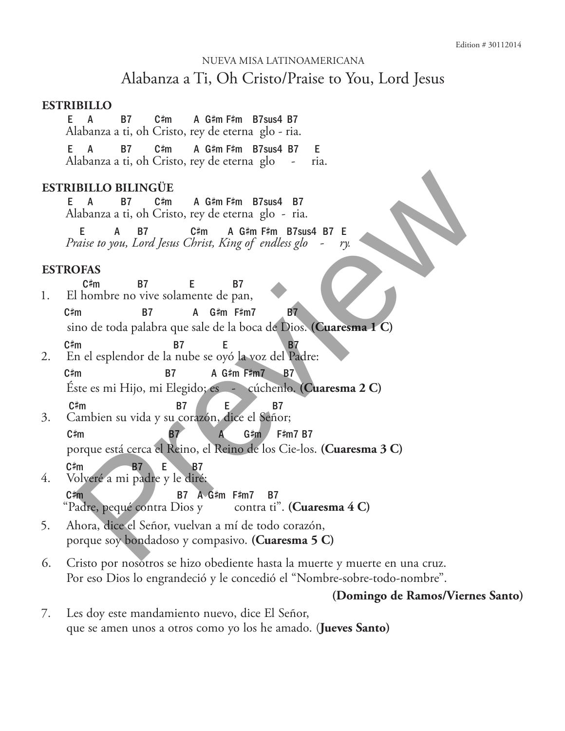Edition # 30112014

NUEVA MISA LATINOAMERICANA

# Alabanza a Ti, Oh Cristo/Praise to You, Lord Jesus

## ESTRIBILLO

```
 E   A      B7     C♯m     A G♯m F♯m  B7sus4 B7
Alabanza a ti, oh Cristo, rey de eterna  glo - ria.

 E   A      B7     C♯m     A G♯m F♯m  B7sus4 B7   E
Alabanza a ti, oh Cristo, rey de eterna  glo    -    ria.
```

## ESTRIBILLO BILINGÜE

```
 E   A      B7     C♯m     A G♯m F♯m  B7sus4  B7
Alabanza a ti, oh Cristo, rey de eterna  glo  -  ria.

  E      A    B7          C♯m    A G♯m F♯m  B7sus4 B7  E
Praise to you, Lord Jesus Christ, King of  endless glo    -    ry.
```

## ESTROFAS

```
    C♯m        B7         E         B7
1.  El hombre no vive solamente de pan,
    C♯m              B7          A   G♯m  F♯m7       B7
    sino de toda palabra que sale de la boca de Dios. (Cuaresma 1 C)

    C♯m                       B7          E           B7
2.  En el esplendor de la nube se oyó la voz del Padre:
    C♯m                    B7         A G♯m F♯m7     B7
    Éste es mi Hijo, mi Elegido; es    -    cúchenlo. (Cuaresma 2 C)

    C♯m                      B7          E          B7
3.  Cambien su vida y su corazón, dice el Señor;
    C♯m                    B7          A    G♯m    F♯m7 B7
    porque está cerca el Reino, el Reino de los Cie-los. (Cuaresma 3 C)

    C♯m          B7    E      B7
4.  Volveré a mi padre y le diré:
    C♯m                      B7  A G♯m  F♯m7   B7
    "Padre, pequé contra Dios y          contra ti". (Cuaresma 4 C)
```

5. Ahora, dice el Señor, vuelvan a mí de todo corazón,
   porque soy bondadoso y compasivo. **(Cuaresma 5 C)**

6. Cristo por nosotros se hizo obediente hasta la muerte y muerte en una cruz.
   Por eso Dios lo engrandeció y le concedió el "Nombre-sobre-todo-nombre".
   **(Domingo de Ramos/Viernes Santo)**

7. Les doy este mandamiento nuevo, dice El Señor,
   que se amen unos a otros como yo los he amado. (**Jueves Santo)**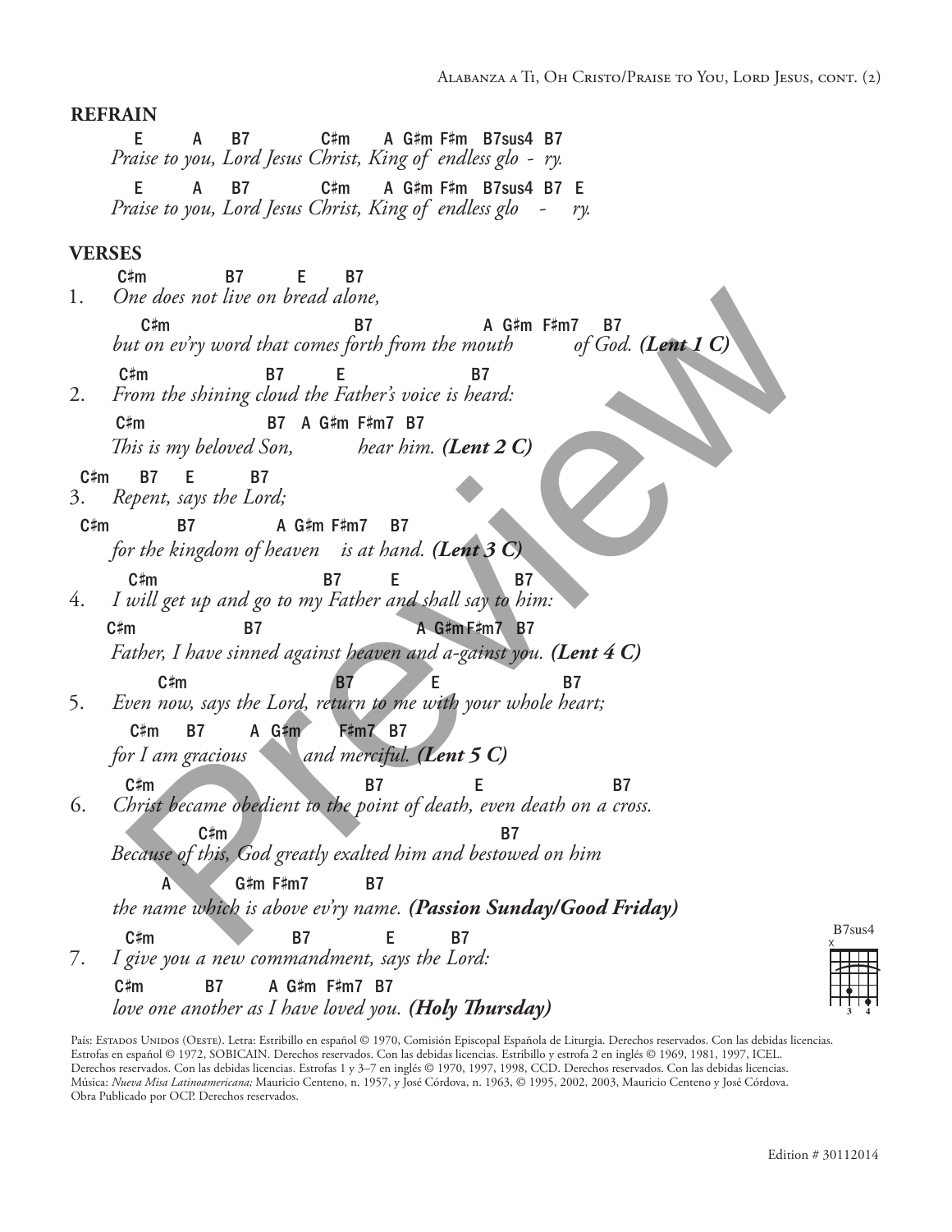## REFRAIN

```
   E       A    B7         C♯m    A G♯m F♯m  B7sus4 B7
Praise to you, Lord Jesus Christ, King of  endless glo  -  ry.
   E       A    B7         C♯m    A G♯m F♯m  B7sus4 B7  E
Praise to you, Lord Jesus Christ, King of  endless glo    -     ry.
```

## VERSES

```
    C♯m          B7      E     B7
1.  One does not live on bread alone,
       C♯m                    B7                   A G♯m F♯m7   B7
    but on ev'ry word that comes forth from the mouth          of God. (Lent 1 C)
    C♯m             B7       E                 B7
2.  From the shining cloud the Father's voice is heard:
    C♯m               B7  A G♯m F♯m7 B7
    This is my beloved Son,           hear him. (Lent 2 C)
C♯m    B7   E       B7
3.  Repent, says the Lord;
C♯m          B7          A G♯m F♯m7   B7
    for the kingdom of heaven    is at hand. (Lent 3 C)
      C♯m                     B7       E          B7
4.  I will get up and go to my Father and shall say to him:
   C♯m              B7                      A G♯mF♯m7 B7
    Father, I have sinned against heaven and a-gainst you. (Lent 4 C)
         C♯m                   B7          E              B7
5.  Even now, says the Lord, return to me with your whole heart;
      C♯m    B7     A G♯m      F♯m7 B7
    for I am gracious          and merciful. (Lent 5 C)
     C♯m                          B7          E                 B7
6.  Christ became obedient to the point of death, even death on a cross.
                 C♯m                                       B7
    Because of this, God greatly exalted him and bestowed on him
          A          G♯m F♯m7         B7
    the name which is above ev'ry name. (Passion Sunday/Good Friday)
     C♯m                  B7          E       B7
7.  I give you a new commandment, says the Lord:
    C♯m         B7      A G♯m F♯m7 B7
    love one another as I have loved you. (Holy Thursday)
```

B7sus4

País: Estados Unidos (Oeste). Letra: Estribillo en español © 1970, Comisión Episcopal Española de Liturgia. Derechos reservados. Con las debidas licencias. Estrofas en español © 1972, SOBICAIN. Derechos reservados. Con las debidas licencias. Estribillo y estrofa 2 en inglés © 1969, 1981, 1997, ICEL. Derechos reservados. Con las debidas licencias. Estrofas 1 y 3–7 en inglés © 1970, 1997, 1998, CCD. Derechos reservados. Con las debidas licencias. Música: *Nueva Misa Latinoamericana;* Mauricio Centeno, n. 1957, y José Córdova, n. 1963, © 1995, 2002, 2003, Mauricio Centeno y José Córdova. Obra Publicado por OCP. Derechos reservados.

Edition # 30112014